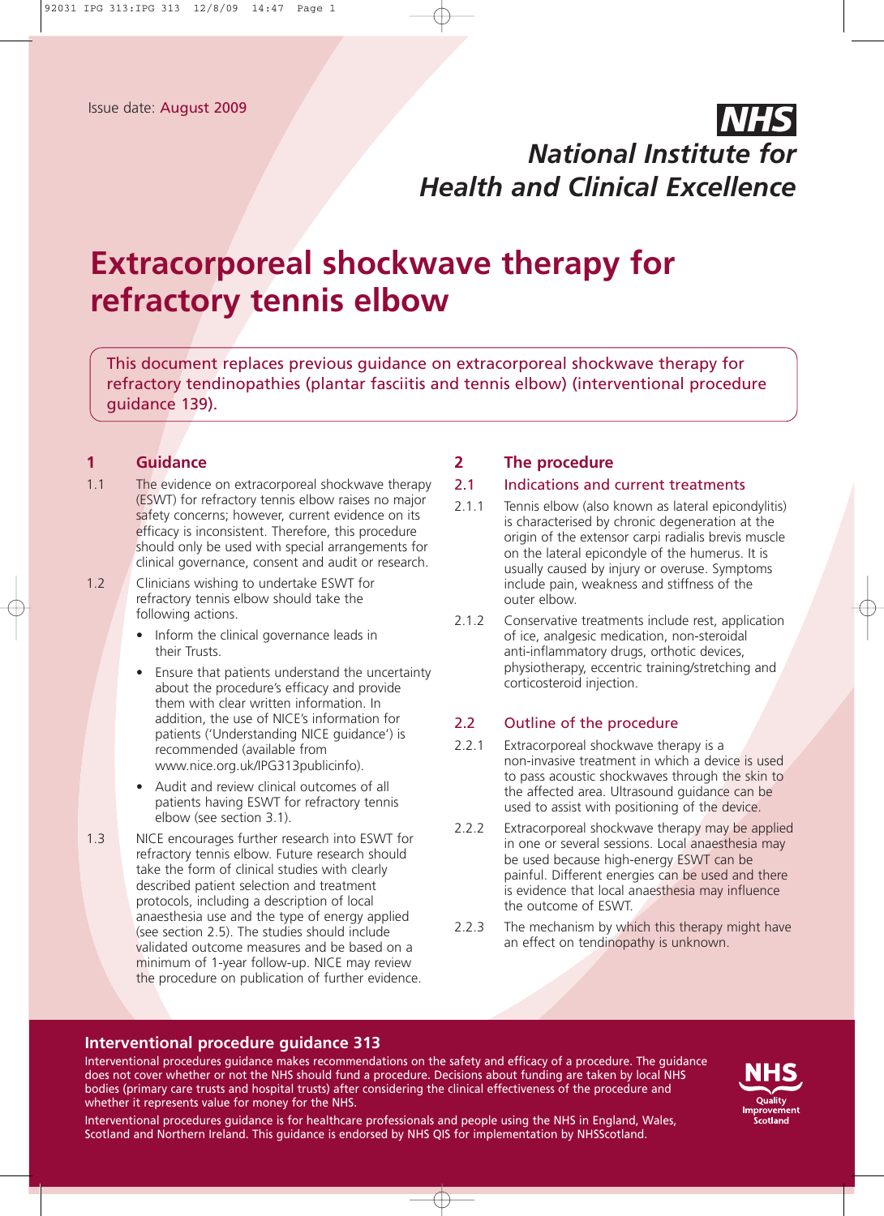Issue date: August 2009

**NHS**

***National Institute for Health and Clinical Excellence***

# Extracorporeal shockwave therapy for refractory tennis elbow

This document replaces previous guidance on extracorporeal shockwave therapy for refractory tendinopathies (plantar fasciitis and tennis elbow) (interventional procedure guidance 139).

## 1 Guidance

1.1 The evidence on extracorporeal shockwave therapy (ESWT) for refractory tennis elbow raises no major safety concerns; however, current evidence on its efficacy is inconsistent. Therefore, this procedure should only be used with special arrangements for clinical governance, consent and audit or research.

1.2 Clinicians wishing to undertake ESWT for refractory tennis elbow should take the following actions.

- Inform the clinical governance leads in their Trusts.
- Ensure that patients understand the uncertainty about the procedure's efficacy and provide them with clear written information. In addition, the use of NICE's information for patients ('Understanding NICE guidance') is recommended (available from www.nice.org.uk/IPG313publicinfo).
- Audit and review clinical outcomes of all patients having ESWT for refractory tennis elbow (see section 3.1).

1.3 NICE encourages further research into ESWT for refractory tennis elbow. Future research should take the form of clinical studies with clearly described patient selection and treatment protocols, including a description of local anaesthesia use and the type of energy applied (see section 2.5). The studies should include validated outcome measures and be based on a minimum of 1-year follow-up. NICE may review the procedure on publication of further evidence.

## 2 The procedure

### 2.1 Indications and current treatments

2.1.1 Tennis elbow (also known as lateral epicondylitis) is characterised by chronic degeneration at the origin of the extensor carpi radialis brevis muscle on the lateral epicondyle of the humerus. It is usually caused by injury or overuse. Symptoms include pain, weakness and stiffness of the outer elbow.

2.1.2 Conservative treatments include rest, application of ice, analgesic medication, non-steroidal anti-inflammatory drugs, orthotic devices, physiotherapy, eccentric training/stretching and corticosteroid injection.

### 2.2 Outline of the procedure

2.2.1 Extracorporeal shockwave therapy is a non-invasive treatment in which a device is used to pass acoustic shockwaves through the skin to the affected area. Ultrasound guidance can be used to assist with positioning of the device.

2.2.2 Extracorporeal shockwave therapy may be applied in one or several sessions. Local anaesthesia may be used because high-energy ESWT can be painful. Different energies can be used and there is evidence that local anaesthesia may influence the outcome of ESWT.

2.2.3 The mechanism by which this therapy might have an effect on tendinopathy is unknown.

**Interventional procedure guidance 313**

Interventional procedures guidance makes recommendations on the safety and efficacy of a procedure. The guidance does not cover whether or not the NHS should fund a procedure. Decisions about funding are taken by local NHS bodies (primary care trusts and hospital trusts) after considering the clinical effectiveness of the procedure and whether it represents value for money for the NHS.

Interventional procedures guidance is for healthcare professionals and people using the NHS in England, Wales, Scotland and Northern Ireland. This guidance is endorsed by NHS QIS for implementation by NHSScotland.

NHS Quality Improvement Scotland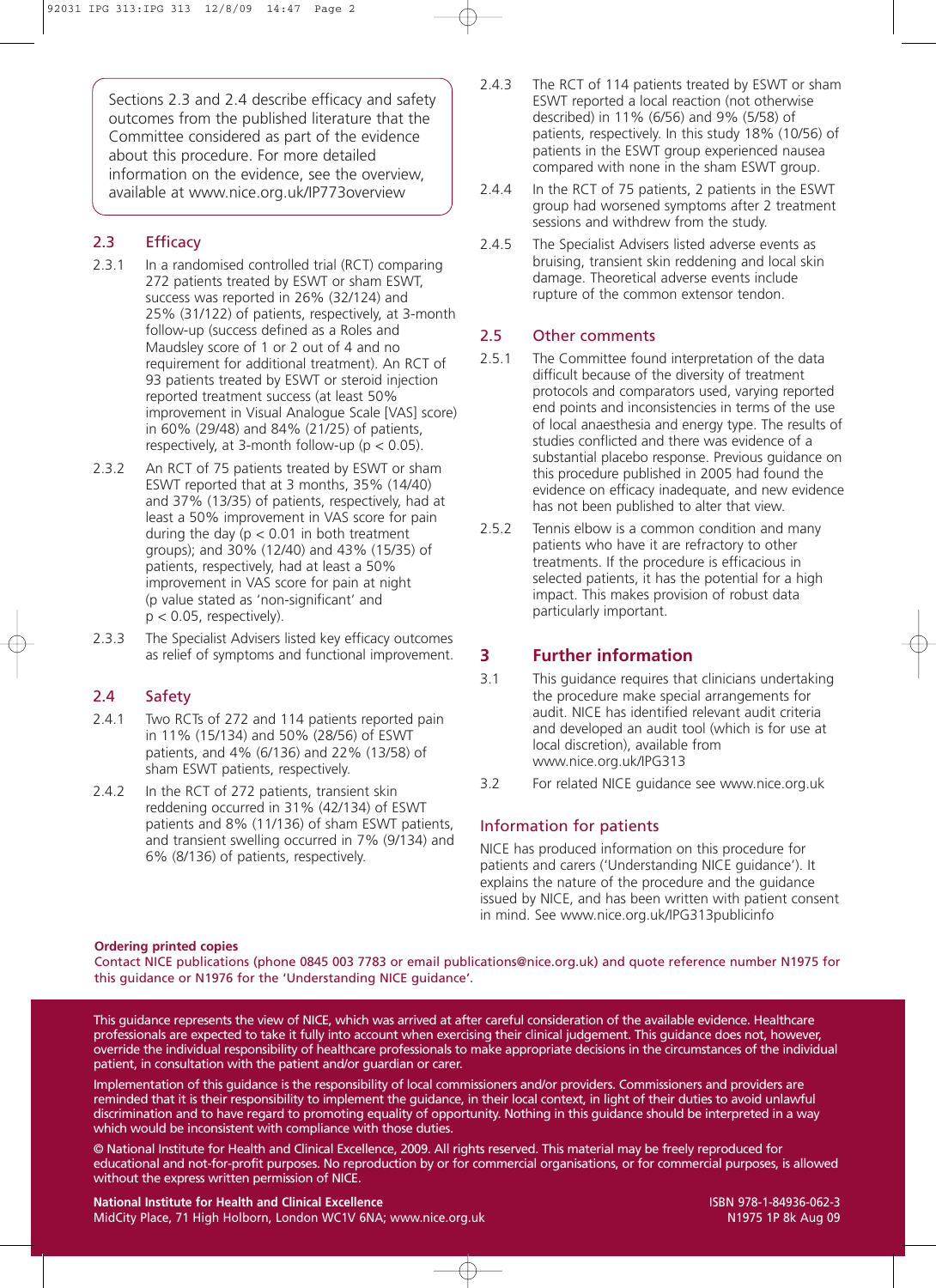Sections 2.3 and 2.4 describe efficacy and safety outcomes from the published literature that the Committee considered as part of the evidence about this procedure. For more detailed information on the evidence, see the overview, available at www.nice.org.uk/IP773overview

## 2.3 Efficacy

2.3.1 In a randomised controlled trial (RCT) comparing 272 patients treated by ESWT or sham ESWT, success was reported in 26% (32/124) and 25% (31/122) of patients, respectively, at 3-month follow-up (success defined as a Roles and Maudsley score of 1 or 2 out of 4 and no requirement for additional treatment). An RCT of 93 patients treated by ESWT or steroid injection reported treatment success (at least 50% improvement in Visual Analogue Scale [VAS] score) in 60% (29/48) and 84% (21/25) of patients, respectively, at 3-month follow-up ($p < 0.05$).

2.3.2 An RCT of 75 patients treated by ESWT or sham ESWT reported that at 3 months, 35% (14/40) and 37% (13/35) of patients, respectively, had at least a 50% improvement in VAS score for pain during the day ($p < 0.01$ in both treatment groups); and 30% (12/40) and 43% (15/35) of patients, respectively, had at least a 50% improvement in VAS score for pain at night (p value stated as 'non-significant' and $p < 0.05$, respectively).

2.3.3 The Specialist Advisers listed key efficacy outcomes as relief of symptoms and functional improvement.

## 2.4 Safety

2.4.1 Two RCTs of 272 and 114 patients reported pain in 11% (15/134) and 50% (28/56) of ESWT patients, and 4% (6/136) and 22% (13/58) of sham ESWT patients, respectively.

2.4.2 In the RCT of 272 patients, transient skin reddening occurred in 31% (42/134) of ESWT patients and 8% (11/136) of sham ESWT patients, and transient swelling occurred in 7% (9/134) and 6% (8/136) of patients, respectively.

2.4.3 The RCT of 114 patients treated by ESWT or sham ESWT reported a local reaction (not otherwise described) in 11% (6/56) and 9% (5/58) of patients, respectively. In this study 18% (10/56) of patients in the ESWT group experienced nausea compared with none in the sham ESWT group.

2.4.4 In the RCT of 75 patients, 2 patients in the ESWT group had worsened symptoms after 2 treatment sessions and withdrew from the study.

2.4.5 The Specialist Advisers listed adverse events as bruising, transient skin reddening and local skin damage. Theoretical adverse events include rupture of the common extensor tendon.

## 2.5 Other comments

2.5.1 The Committee found interpretation of the data difficult because of the diversity of treatment protocols and comparators used, varying reported end points and inconsistencies in terms of the use of local anaesthesia and energy type. The results of studies conflicted and there was evidence of a substantial placebo response. Previous guidance on this procedure published in 2005 had found the evidence on efficacy inadequate, and new evidence has not been published to alter that view.

2.5.2 Tennis elbow is a common condition and many patients who have it are refractory to other treatments. If the procedure is efficacious in selected patients, it has the potential for a high impact. This makes provision of robust data particularly important.

# 3 Further information

3.1 This guidance requires that clinicians undertaking the procedure make special arrangements for audit. NICE has identified relevant audit criteria and developed an audit tool (which is for use at local discretion), available from www.nice.org.uk/IPG313

3.2 For related NICE guidance see www.nice.org.uk

## Information for patients

NICE has produced information on this procedure for patients and carers ('Understanding NICE guidance'). It explains the nature of the procedure and the guidance issued by NICE, and has been written with patient consent in mind. See www.nice.org.uk/IPG313publicinfo

**Ordering printed copies**

Contact NICE publications (phone 0845 003 7783 or email publications@nice.org.uk) and quote reference number N1975 for this guidance or N1976 for the 'Understanding NICE guidance'.

This guidance represents the view of NICE, which was arrived at after careful consideration of the available evidence. Healthcare professionals are expected to take it fully into account when exercising their clinical judgement. This guidance does not, however, override the individual responsibility of healthcare professionals to make appropriate decisions in the circumstances of the individual patient, in consultation with the patient and/or guardian or carer.

Implementation of this guidance is the responsibility of local commissioners and/or providers. Commissioners and providers are reminded that it is their responsibility to implement the guidance, in their local context, in light of their duties to avoid unlawful discrimination and to have regard to promoting equality of opportunity. Nothing in this guidance should be interpreted in a way which would be inconsistent with compliance with those duties.

© National Institute for Health and Clinical Excellence, 2009. All rights reserved. This material may be freely reproduced for educational and not-for-profit purposes. No reproduction by or for commercial organisations, or for commercial purposes, is allowed without the express written permission of NICE.

**National Institute for Health and Clinical Excellence**
MidCity Place, 71 High Holborn, London WC1V 6NA; www.nice.org.uk

ISBN 978-1-84936-062-3
N1975 1P 8k Aug 09